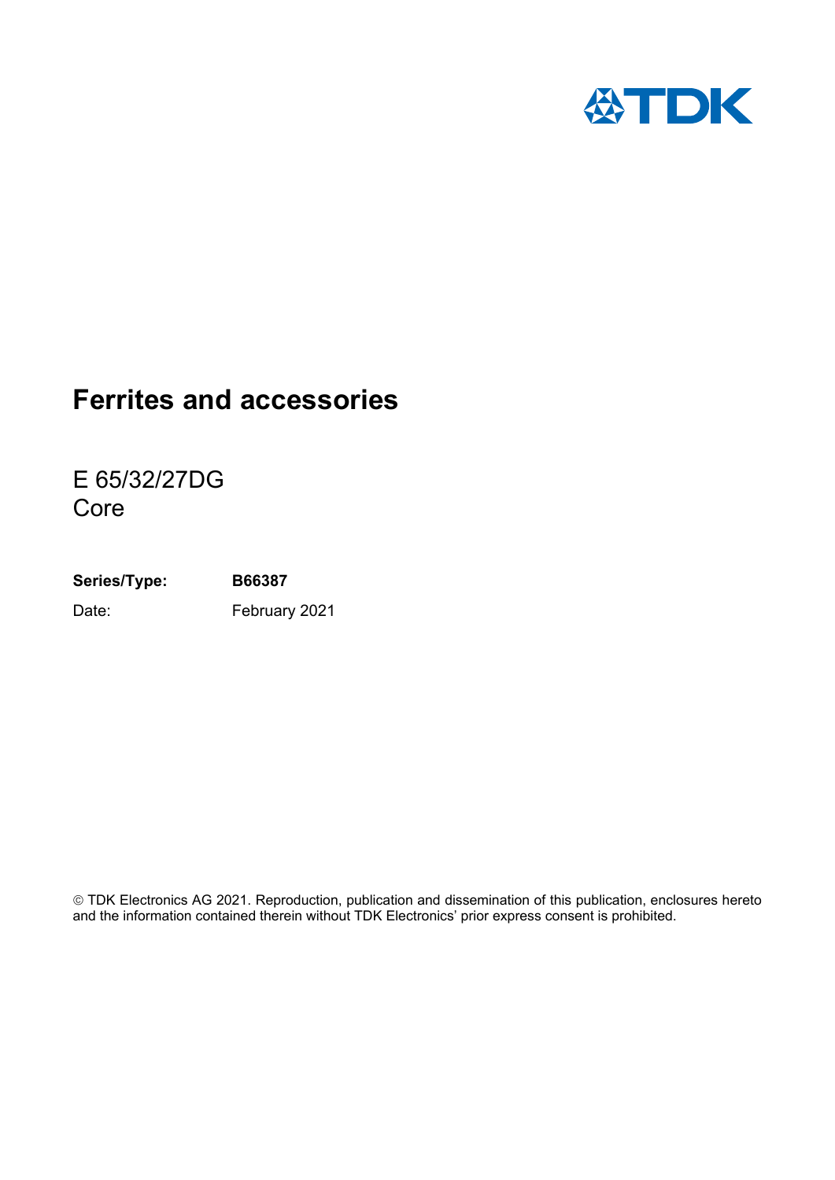# Ferrites and accessories

E 65/32/27DG
Core

**Series/Type:** **B66387**

Date: February 2021

© TDK Electronics AG 2021. Reproduction, publication and dissemination of this publication, enclosures hereto and the information contained therein without TDK Electronics' prior express consent is prohibited.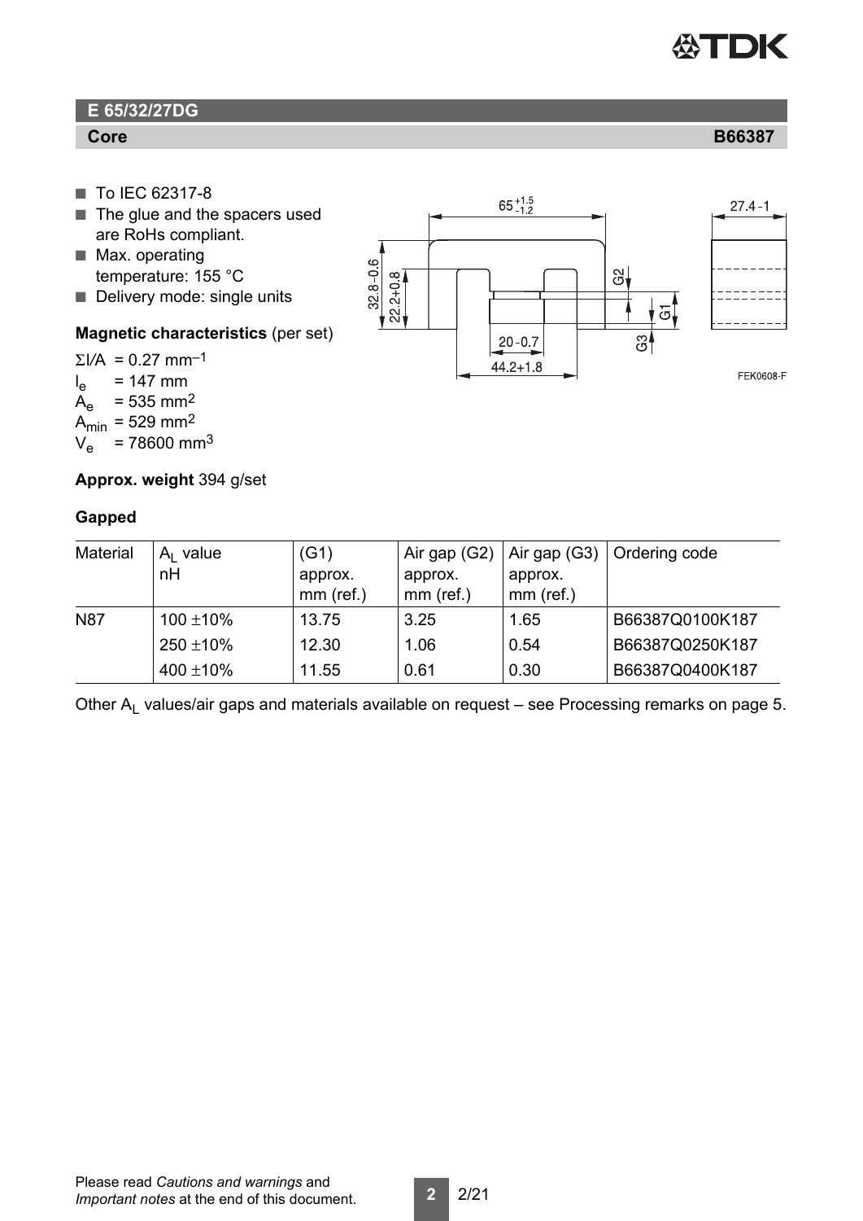## E 65/32/27DG

**Core** **B66387**

- To IEC 62317-8
- The glue and the spacers used are RoHs compliant.
- Max. operating temperature: 155 °C
- Delivery mode: single units

**Magnetic characteristics** (per set)

$\Sigma l/A$ = 0.27 $mm^{-1}$
$l_e$ = 147 mm
$A_e$ = 535 $mm^2$
$A_{min}$ = 529 $mm^2$
$V_e$ = 78600 $mm^3$

**Approx. weight** 394 g/set

**Gapped**

| Material | $A_L$ value nH | (G1) approx. mm (ref.) | Air gap (G2) approx. mm (ref.) | Air gap (G3) approx. mm (ref.) | Ordering code |
|---|---|---|---|---|---|
| N87 | 100 ±10% | 13.75 | 3.25 | 1.65 | B66387Q0100K187 |
| | 250 ±10% | 12.30 | 1.06 | 0.54 | B66387Q0250K187 |
| | 400 ±10% | 11.55 | 0.61 | 0.30 | B66387Q0400K187 |

Other $A_L$ values/air gaps and materials available on request – see Processing remarks on page 5.

Please read *Cautions and warnings* and *Important notes* at the end of this document.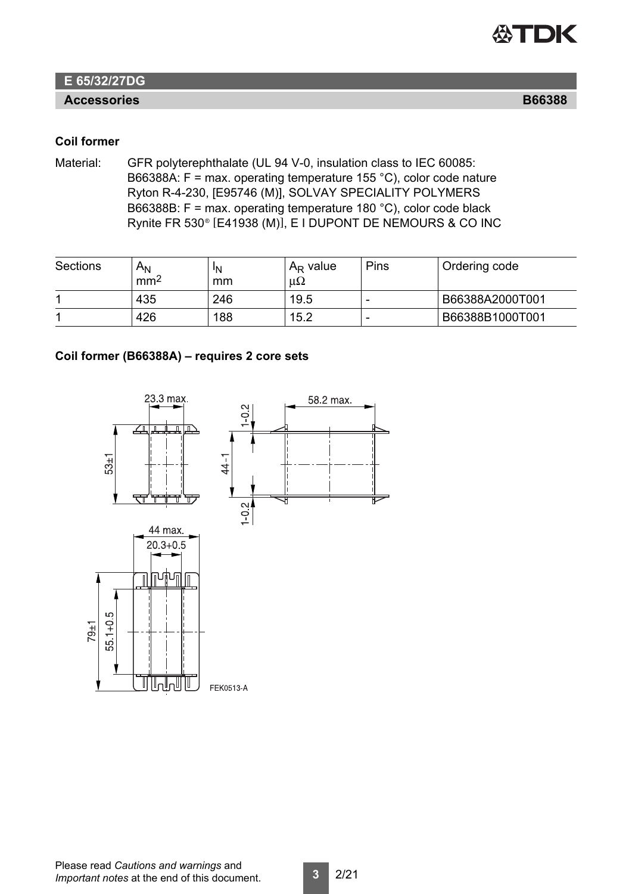## E 65/32/27DG

**Accessories** **B66388**

### Coil former

Material: GFR polyterephthalate (UL 94 V-0, insulation class to IEC 60085:
B66388A: F = max. operating temperature 155 °C), color code nature
Ryton R-4-230, [E95746 (M)], SOLVAY SPECIALITY POLYMERS
B66388B: F = max. operating temperature 180 °C), color code black
Rynite FR 530® [E41938 (M)], E I DUPONT DE NEMOURS & CO INC

| Sections | $A_N$ mm² | $l_N$ mm | $A_R$ value μΩ | Pins | Ordering code |
|---|---|---|---|---|---|
| 1 | 435 | 246 | 19.5 | - | B66388A2000T001 |
| 1 | 426 | 188 | 15.2 | - | B66388B1000T001 |

### Coil former (B66388A) – requires 2 core sets

23.3 max.
53±1
1-0.2
44-1
1-0.2
58.2 max.
44 max.
20.3+0.5
79±1
55.1+0.5
FEK0513-A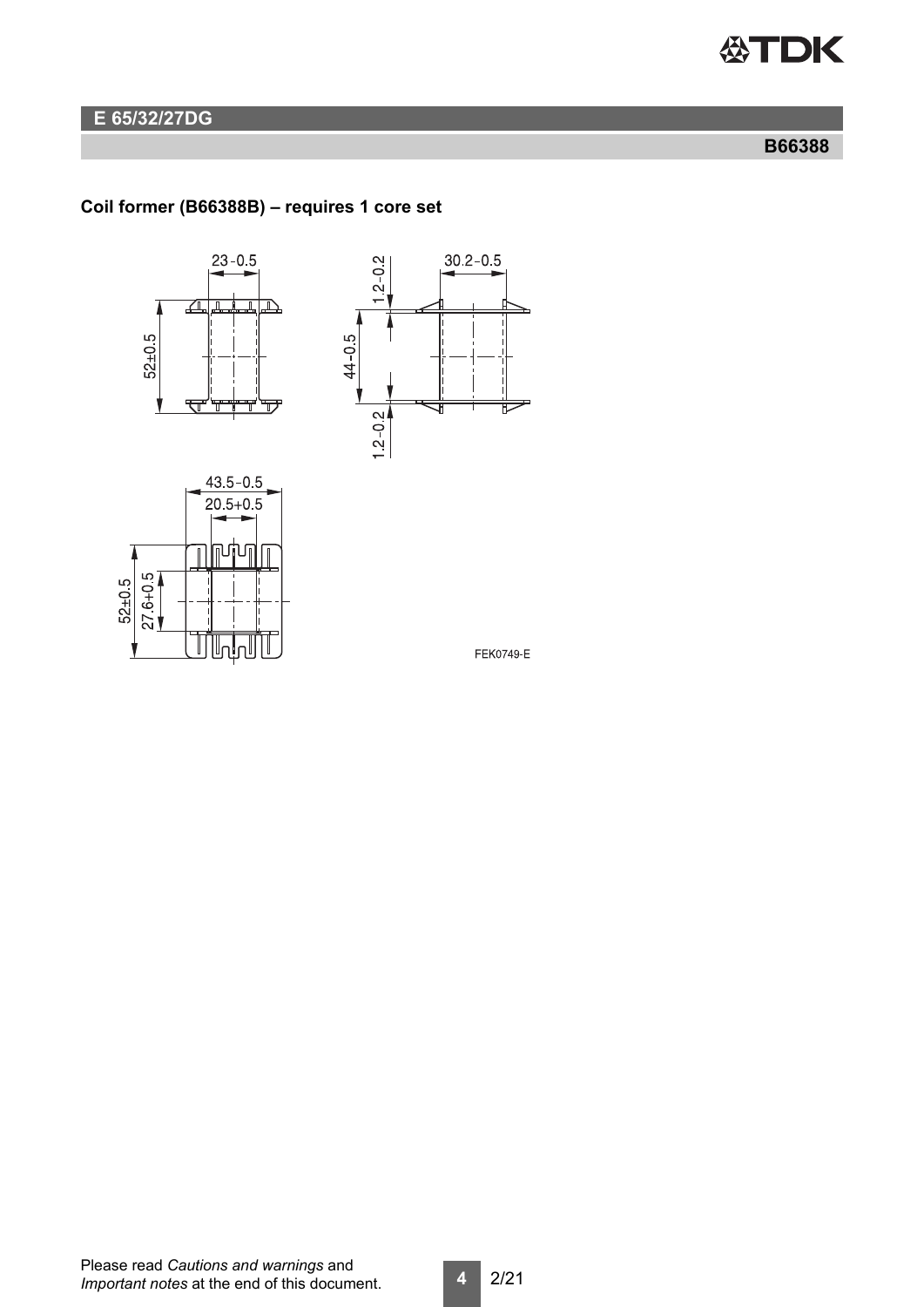## E 65/32/27DG

**B66388**

**Coil former (B66388B) – requires 1 core set**

23 –0.5

52±0.5

1.2 –0.2

30.2 –0.5

44 –0.5

1.2 –0.2

43.5 –0.5

20.5 +0.5

52±0.5

27.6 +0.5

FEK0749-E

Please read *Cautions and warnings* and *Important notes* at the end of this document.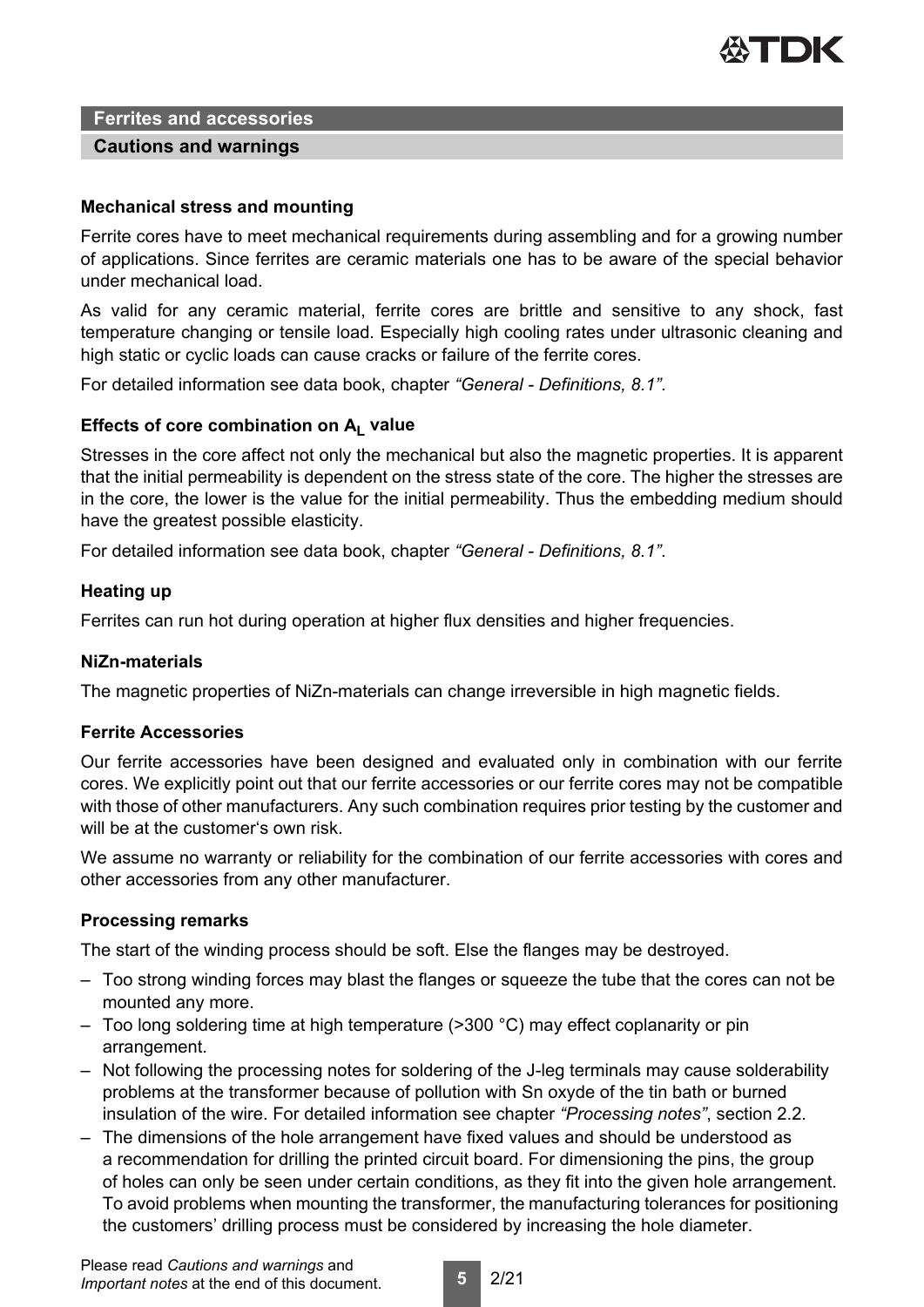## Ferrites and accessories

### Cautions and warnings

**Mechanical stress and mounting**

Ferrite cores have to meet mechanical requirements during assembling and for a growing number of applications. Since ferrites are ceramic materials one has to be aware of the special behavior under mechanical load.

As valid for any ceramic material, ferrite cores are brittle and sensitive to any shock, fast temperature changing or tensile load. Especially high cooling rates under ultrasonic cleaning and high static or cyclic loads can cause cracks or failure of the ferrite cores.

For detailed information see data book, chapter *"General - Definitions, 8.1"*.

**Effects of core combination on $A_L$ value**

Stresses in the core affect not only the mechanical but also the magnetic properties. It is apparent that the initial permeability is dependent on the stress state of the core. The higher the stresses are in the core, the lower is the value for the initial permeability. Thus the embedding medium should have the greatest possible elasticity.

For detailed information see data book, chapter *"General - Definitions, 8.1"*.

**Heating up**

Ferrites can run hot during operation at higher flux densities and higher frequencies.

**NiZn-materials**

The magnetic properties of NiZn-materials can change irreversible in high magnetic fields.

**Ferrite Accessories**

Our ferrite accessories have been designed and evaluated only in combination with our ferrite cores. We explicitly point out that our ferrite accessories or our ferrite cores may not be compatible with those of other manufacturers. Any such combination requires prior testing by the customer and will be at the customer's own risk.

We assume no warranty or reliability for the combination of our ferrite accessories with cores and other accessories from any other manufacturer.

**Processing remarks**

The start of the winding process should be soft. Else the flanges may be destroyed.

- Too strong winding forces may blast the flanges or squeeze the tube that the cores can not be mounted any more.
- Too long soldering time at high temperature (>300 °C) may effect coplanarity or pin arrangement.
- Not following the processing notes for soldering of the J-leg terminals may cause solderability problems at the transformer because of pollution with Sn oxyde of the tin bath or burned insulation of the wire. For detailed information see chapter *"Processing notes"*, section 2.2.
- The dimensions of the hole arrangement have fixed values and should be understood as a recommendation for drilling the printed circuit board. For dimensioning the pins, the group of holes can only be seen under certain conditions, as they fit into the given hole arrangement. To avoid problems when mounting the transformer, the manufacturing tolerances for positioning the customers' drilling process must be considered by increasing the hole diameter.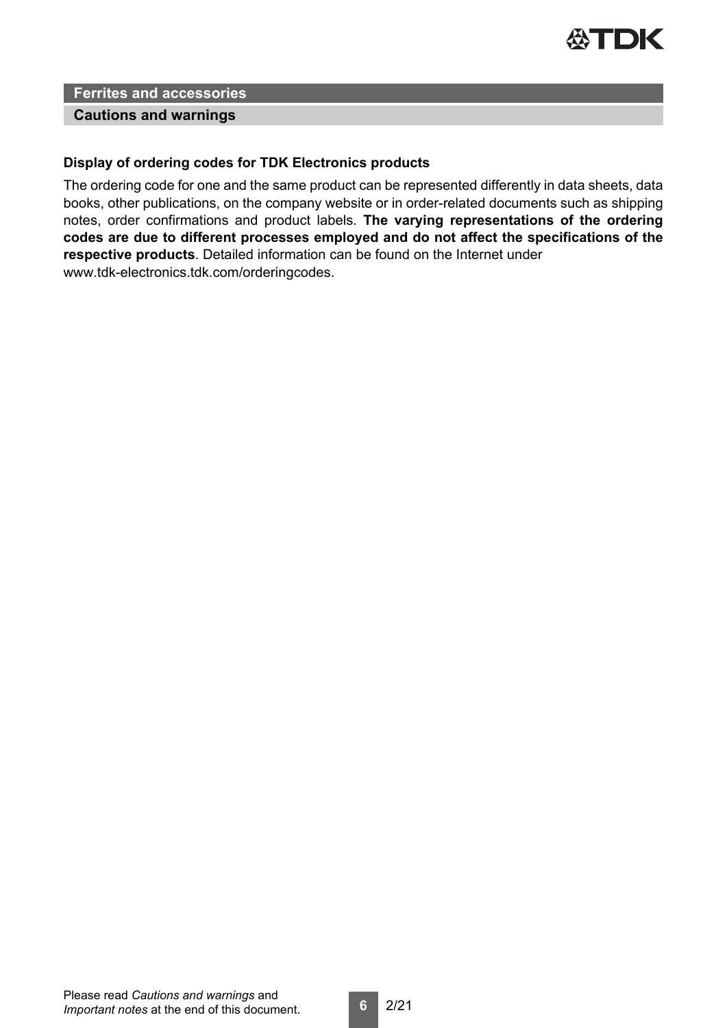## Ferrites and accessories

### Cautions and warnings

**Display of ordering codes for TDK Electronics products**

The ordering code for one and the same product can be represented differently in data sheets, data books, other publications, on the company website or in order-related documents such as shipping notes, order confirmations and product labels. **The varying representations of the ordering codes are due to different processes employed and do not affect the specifications of the respective products**. Detailed information can be found on the Internet under www.tdk-electronics.tdk.com/orderingcodes.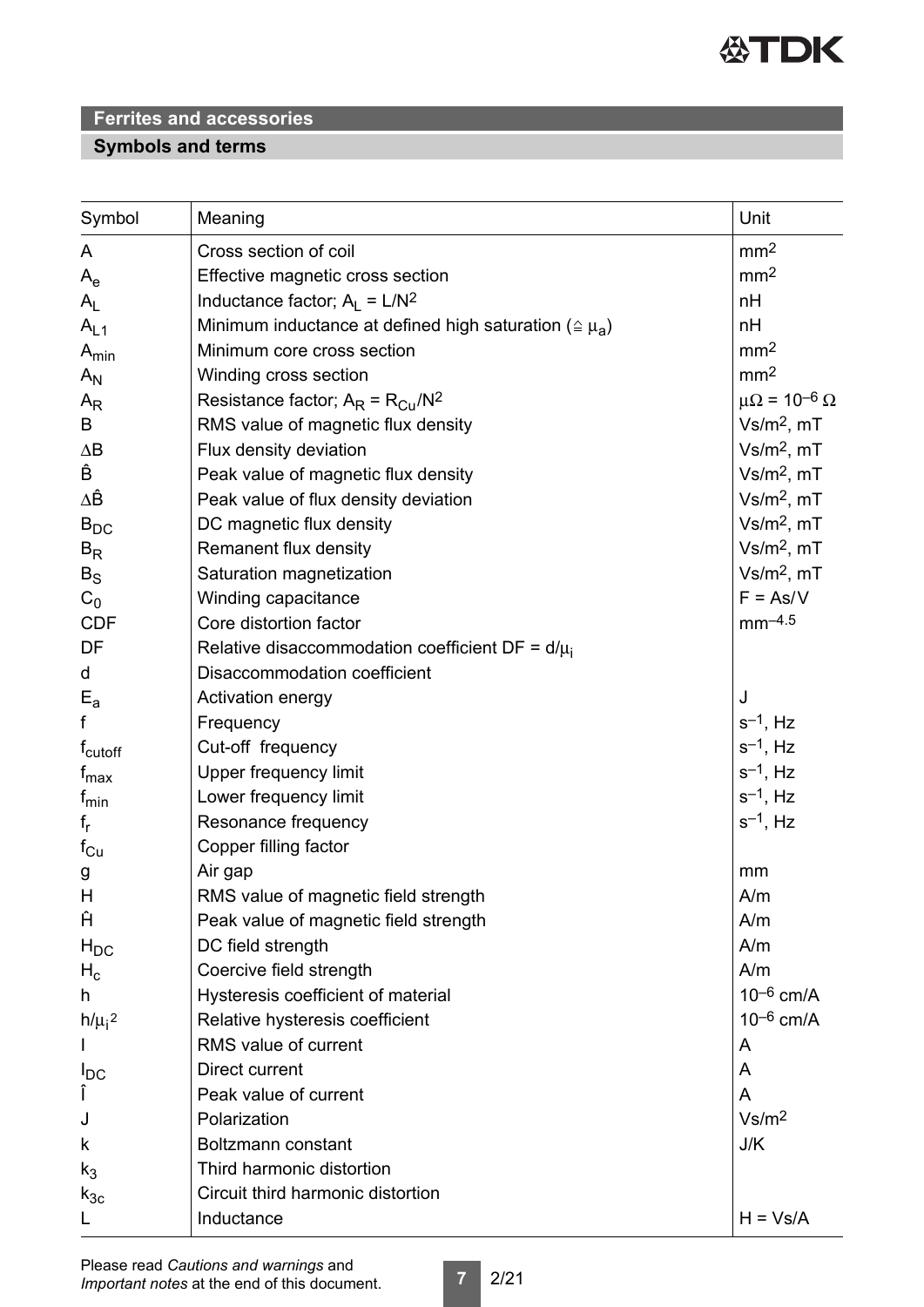## Ferrites and accessories

### Symbols and terms

| Symbol | Meaning | Unit |
|---|---|---|
| $A$ | Cross section of coil | $mm^2$ |
| $A_e$ | Effective magnetic cross section | $mm^2$ |
| $A_L$ | Inductance factor; $A_L = L/N^2$ | nH |
| $A_{L1}$ | Minimum inductance at defined high saturation ($\hat{=} \mu_a$) | nH |
| $A_{min}$ | Minimum core cross section | $mm^2$ |
| $A_N$ | Winding cross section | $mm^2$ |
| $A_R$ | Resistance factor; $A_R = R_{Cu}/N^2$ | $\mu\Omega = 10^{-6}\ \Omega$ |
| $B$ | RMS value of magnetic flux density | $Vs/m^2$, mT |
| $\Delta B$ | Flux density deviation | $Vs/m^2$, mT |
| $\hat{B}$ | Peak value of magnetic flux density | $Vs/m^2$, mT |
| $\Delta\hat{B}$ | Peak value of flux density deviation | $Vs/m^2$, mT |
| $B_{DC}$ | DC magnetic flux density | $Vs/m^2$, mT |
| $B_R$ | Remanent flux density | $Vs/m^2$, mT |
| $B_S$ | Saturation magnetization | $Vs/m^2$, mT |
| $C_0$ | Winding capacitance | F = As/V |
| CDF | Core distortion factor | $mm^{-4.5}$ |
| DF | Relative disaccommodation coefficient $DF = d/\mu_i$ | |
| $d$ | Disaccommodation coefficient | |
| $E_a$ | Activation energy | J |
| $f$ | Frequency | $s^{-1}$, Hz |
| $f_{cutoff}$ | Cut-off frequency | $s^{-1}$, Hz |
| $f_{max}$ | Upper frequency limit | $s^{-1}$, Hz |
| $f_{min}$ | Lower frequency limit | $s^{-1}$, Hz |
| $f_r$ | Resonance frequency | $s^{-1}$, Hz |
| $f_{Cu}$ | Copper filling factor | |
| $g$ | Air gap | mm |
| $H$ | RMS value of magnetic field strength | A/m |
| $\hat{H}$ | Peak value of magnetic field strength | A/m |
| $H_{DC}$ | DC field strength | A/m |
| $H_c$ | Coercive field strength | A/m |
| $h$ | Hysteresis coefficient of material | $10^{-6}$ cm/A |
| $h/\mu_i^2$ | Relative hysteresis coefficient | $10^{-6}$ cm/A |
| $I$ | RMS value of current | A |
| $I_{DC}$ | Direct current | A |
| $\hat{I}$ | Peak value of current | A |
| $J$ | Polarization | $Vs/m^2$ |
| $k$ | Boltzmann constant | J/K |
| $k_3$ | Third harmonic distortion | |
| $k_{3c}$ | Circuit third harmonic distortion | |
| $L$ | Inductance | H = Vs/A |

Please read *Cautions and warnings* and *Important notes* at the end of this document.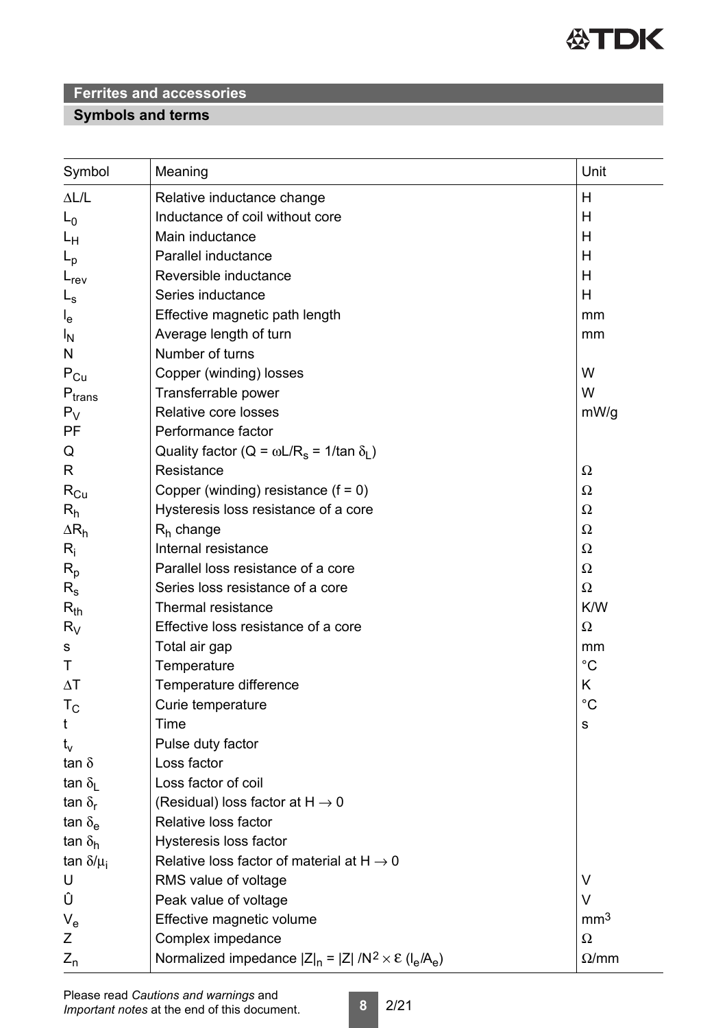## Ferrites and accessories

### Symbols and terms

| Symbol | Meaning | Unit |
|---|---|---|
| $\Delta L/L$ | Relative inductance change | H |
| $L_0$ | Inductance of coil without core | H |
| $L_H$ | Main inductance | H |
| $L_p$ | Parallel inductance | H |
| $L_{rev}$ | Reversible inductance | H |
| $L_s$ | Series inductance | H |
| $l_e$ | Effective magnetic path length | mm |
| $l_N$ | Average length of turn | mm |
| N | Number of turns | |
| $P_{Cu}$ | Copper (winding) losses | W |
| $P_{trans}$ | Transferrable power | W |
| $P_V$ | Relative core losses | mW/g |
| PF | Performance factor | |
| Q | Quality factor ($Q = \omega L/R_s = 1/\tan \delta_L$) | |
| R | Resistance | Ω |
| $R_{Cu}$ | Copper (winding) resistance (f = 0) | Ω |
| $R_h$ | Hysteresis loss resistance of a core | Ω |
| $\Delta R_h$ | $R_h$ change | Ω |
| $R_i$ | Internal resistance | Ω |
| $R_p$ | Parallel loss resistance of a core | Ω |
| $R_s$ | Series loss resistance of a core | Ω |
| $R_{th}$ | Thermal resistance | K/W |
| $R_V$ | Effective loss resistance of a core | Ω |
| s | Total air gap | mm |
| T | Temperature | °C |
| $\Delta T$ | Temperature difference | K |
| $T_C$ | Curie temperature | °C |
| t | Time | s |
| $t_v$ | Pulse duty factor | |
| $\tan \delta$ | Loss factor | |
| $\tan \delta_L$ | Loss factor of coil | |
| $\tan \delta_r$ | (Residual) loss factor at $H \rightarrow 0$ | |
| $\tan \delta_e$ | Relative loss factor | |
| $\tan \delta_h$ | Hysteresis loss factor | |
| $\tan \delta/\mu_i$ | Relative loss factor of material at $H \rightarrow 0$ | |
| U | RMS value of voltage | V |
| Û | Peak value of voltage | V |
| $V_e$ | Effective magnetic volume | $mm^3$ |
| Z | Complex impedance | Ω |
| $Z_n$ | Normalized impedance $\lvert Z\rvert_n = \lvert Z\rvert / N^2 \times \varepsilon \, (l_e/A_e)$ | Ω/mm |

Please read *Cautions and warnings* and *Important notes* at the end of this document.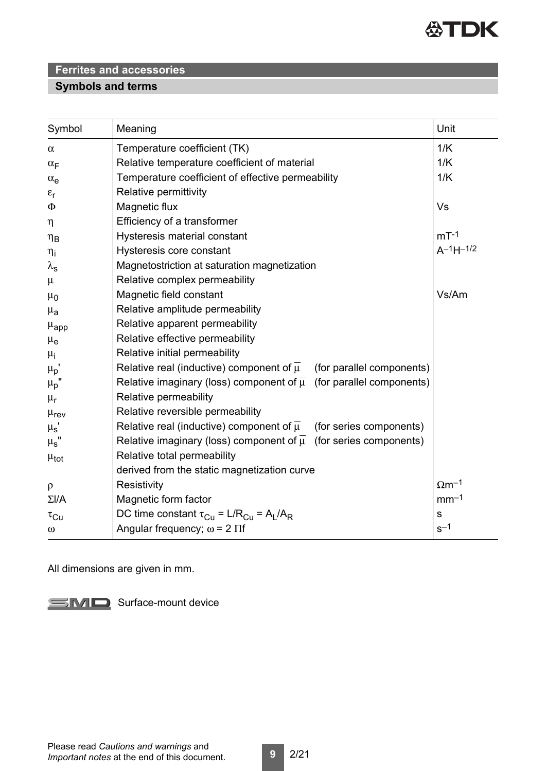## Ferrites and accessories

### Symbols and terms

| Symbol | Meaning | Unit |
|---|---|---|
| $\alpha$ | Temperature coefficient (TK) | 1/K |
| $\alpha_F$ | Relative temperature coefficient of material | 1/K |
| $\alpha_e$ | Temperature coefficient of effective permeability | 1/K |
| $\varepsilon_r$ | Relative permittivity | |
| $\Phi$ | Magnetic flux | Vs |
| $\eta$ | Efficiency of a transformer | |
| $\eta_B$ | Hysteresis material constant | $mT^{-1}$ |
| $\eta_i$ | Hysteresis core constant | $A^{-1}H^{-1/2}$ |
| $\lambda_s$ | Magnetostriction at saturation magnetization | |
| $\mu$ | Relative complex permeability | |
| $\mu_0$ | Magnetic field constant | Vs/Am |
| $\mu_a$ | Relative amplitude permeability | |
| $\mu_{app}$ | Relative apparent permeability | |
| $\mu_e$ | Relative effective permeability | |
| $\mu_i$ | Relative initial permeability | |
| $\mu_p'$ | Relative real (inductive) component of $\overline{\mu}$ (for parallel components) | |
| $\mu_p''$ | Relative imaginary (loss) component of $\overline{\mu}$ (for parallel components) | |
| $\mu_r$ | Relative permeability | |
| $\mu_{rev}$ | Relative reversible permeability | |
| $\mu_s'$ | Relative real (inductive) component of $\overline{\mu}$ (for series components) | |
| $\mu_s''$ | Relative imaginary (loss) component of $\overline{\mu}$ (for series components) | |
| $\mu_{tot}$ | Relative total permeability derived from the static magnetization curve | |
| $\rho$ | Resistivity | $\Omega m^{-1}$ |
| $\Sigma l/A$ | Magnetic form factor | $mm^{-1}$ |
| $\tau_{Cu}$ | DC time constant $\tau_{Cu} = L/R_{Cu} = A_L/A_R$ | s |
| $\omega$ | Angular frequency; $\omega = 2\,\Pi f$ | $s^{-1}$ |

All dimensions are given in mm.

SMD Surface-mount device

Please read *Cautions and warnings* and *Important notes* at the end of this document.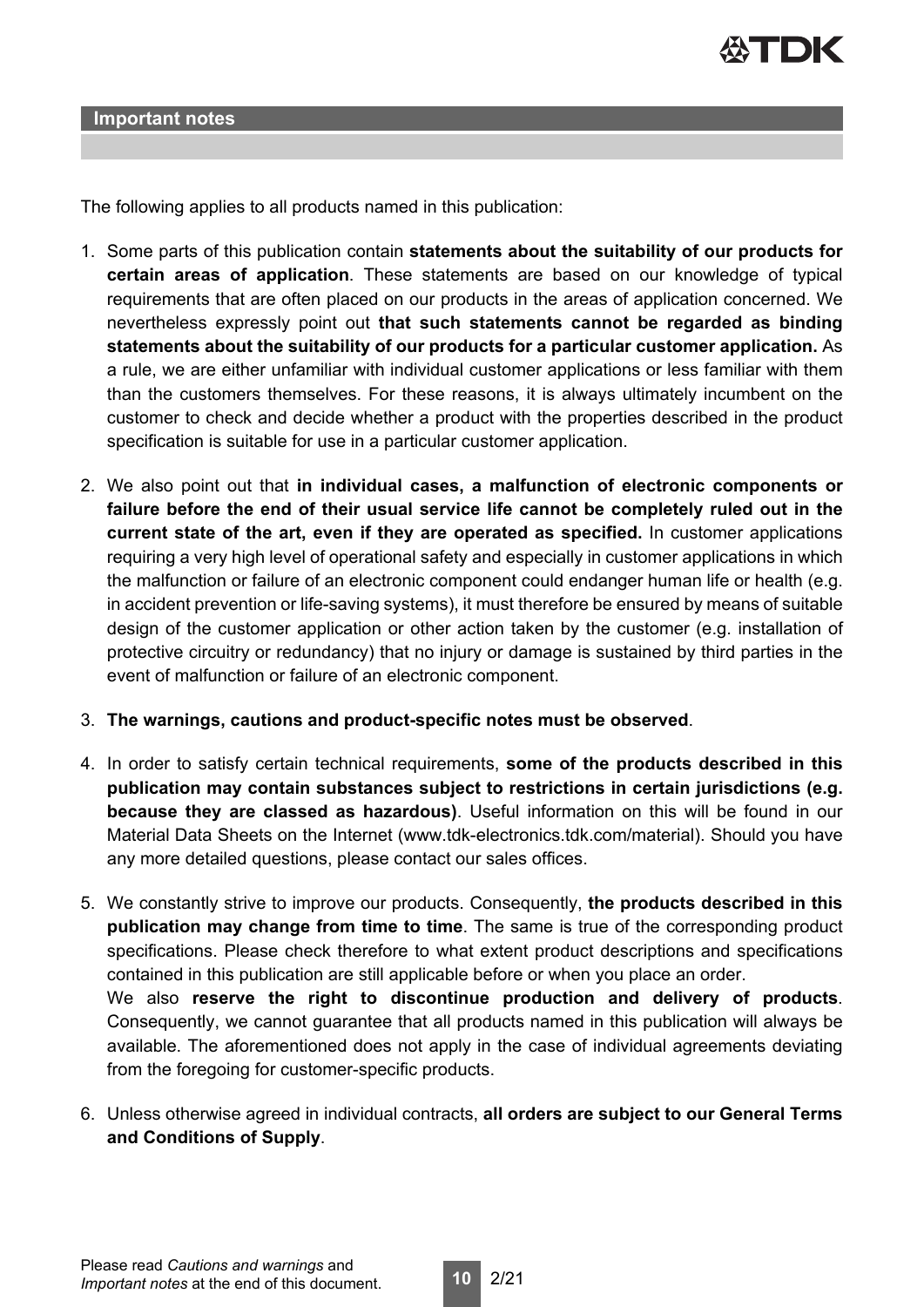## Important notes

The following applies to all products named in this publication:

1. Some parts of this publication contain **statements about the suitability of our products for certain areas of application**. These statements are based on our knowledge of typical requirements that are often placed on our products in the areas of application concerned. We nevertheless expressly point out **that such statements cannot be regarded as binding statements about the suitability of our products for a particular customer application.** As a rule, we are either unfamiliar with individual customer applications or less familiar with them than the customers themselves. For these reasons, it is always ultimately incumbent on the customer to check and decide whether a product with the properties described in the product specification is suitable for use in a particular customer application.

2. We also point out that **in individual cases, a malfunction of electronic components or failure before the end of their usual service life cannot be completely ruled out in the current state of the art, even if they are operated as specified.** In customer applications requiring a very high level of operational safety and especially in customer applications in which the malfunction or failure of an electronic component could endanger human life or health (e.g. in accident prevention or life-saving systems), it must therefore be ensured by means of suitable design of the customer application or other action taken by the customer (e.g. installation of protective circuitry or redundancy) that no injury or damage is sustained by third parties in the event of malfunction or failure of an electronic component.

3. **The warnings, cautions and product-specific notes must be observed**.

4. In order to satisfy certain technical requirements, **some of the products described in this publication may contain substances subject to restrictions in certain jurisdictions (e.g. because they are classed as hazardous)**. Useful information on this will be found in our Material Data Sheets on the Internet (www.tdk-electronics.tdk.com/material). Should you have any more detailed questions, please contact our sales offices.

5. We constantly strive to improve our products. Consequently, **the products described in this publication may change from time to time**. The same is true of the corresponding product specifications. Please check therefore to what extent product descriptions and specifications contained in this publication are still applicable before or when you place an order.
   We also **reserve the right to discontinue production and delivery of products**. Consequently, we cannot guarantee that all products named in this publication will always be available. The aforementioned does not apply in the case of individual agreements deviating from the foregoing for customer-specific products.

6. Unless otherwise agreed in individual contracts, **all orders are subject to our General Terms and Conditions of Supply**.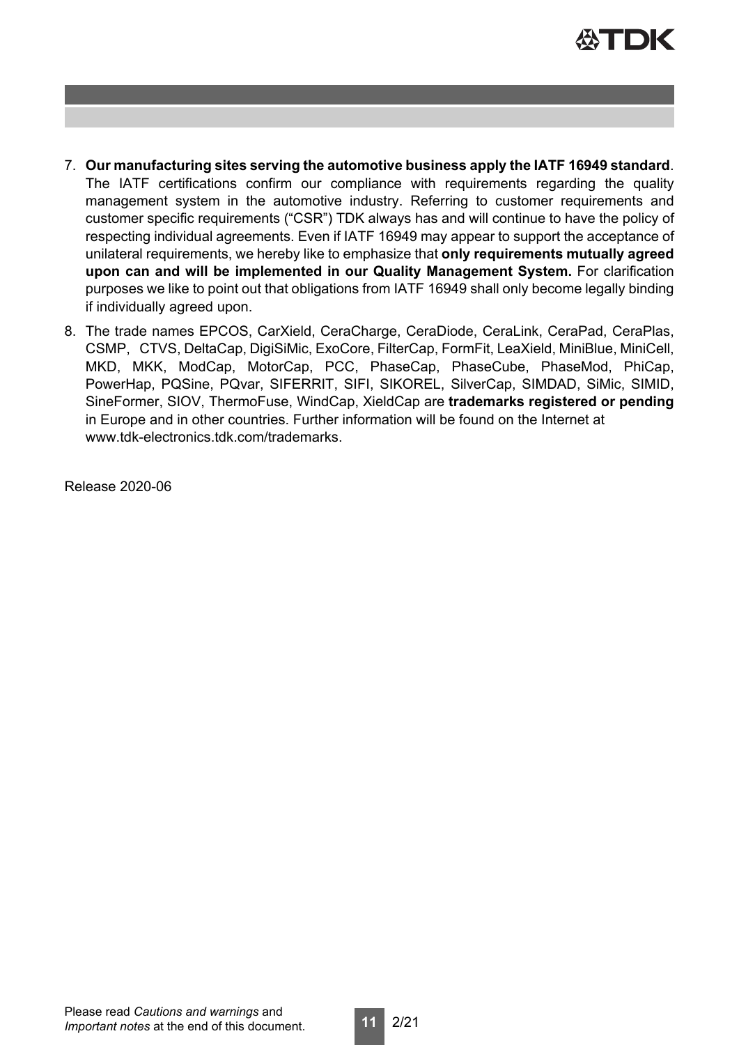7. **Our manufacturing sites serving the automotive business apply the IATF 16949 standard**. The IATF certifications confirm our compliance with requirements regarding the quality management system in the automotive industry. Referring to customer requirements and customer specific requirements ("CSR") TDK always has and will continue to have the policy of respecting individual agreements. Even if IATF 16949 may appear to support the acceptance of unilateral requirements, we hereby like to emphasize that **only requirements mutually agreed upon can and will be implemented in our Quality Management System.** For clarification purposes we like to point out that obligations from IATF 16949 shall only become legally binding if individually agreed upon.

8. The trade names EPCOS, CarXield, CeraCharge, CeraDiode, CeraLink, CeraPad, CeraPlas, CSMP, CTVS, DeltaCap, DigiSiMic, ExoCore, FilterCap, FormFit, LeaXield, MiniBlue, MiniCell, MKD, MKK, ModCap, MotorCap, PCC, PhaseCap, PhaseCube, PhaseMod, PhiCap, PowerHap, PQSine, PQvar, SIFERRIT, SIFI, SIKOREL, SilverCap, SIMDAD, SiMic, SIMID, SineFormer, SIOV, ThermoFuse, WindCap, XieldCap are **trademarks registered or pending** in Europe and in other countries. Further information will be found on the Internet at www.tdk-electronics.tdk.com/trademarks.

Release 2020-06